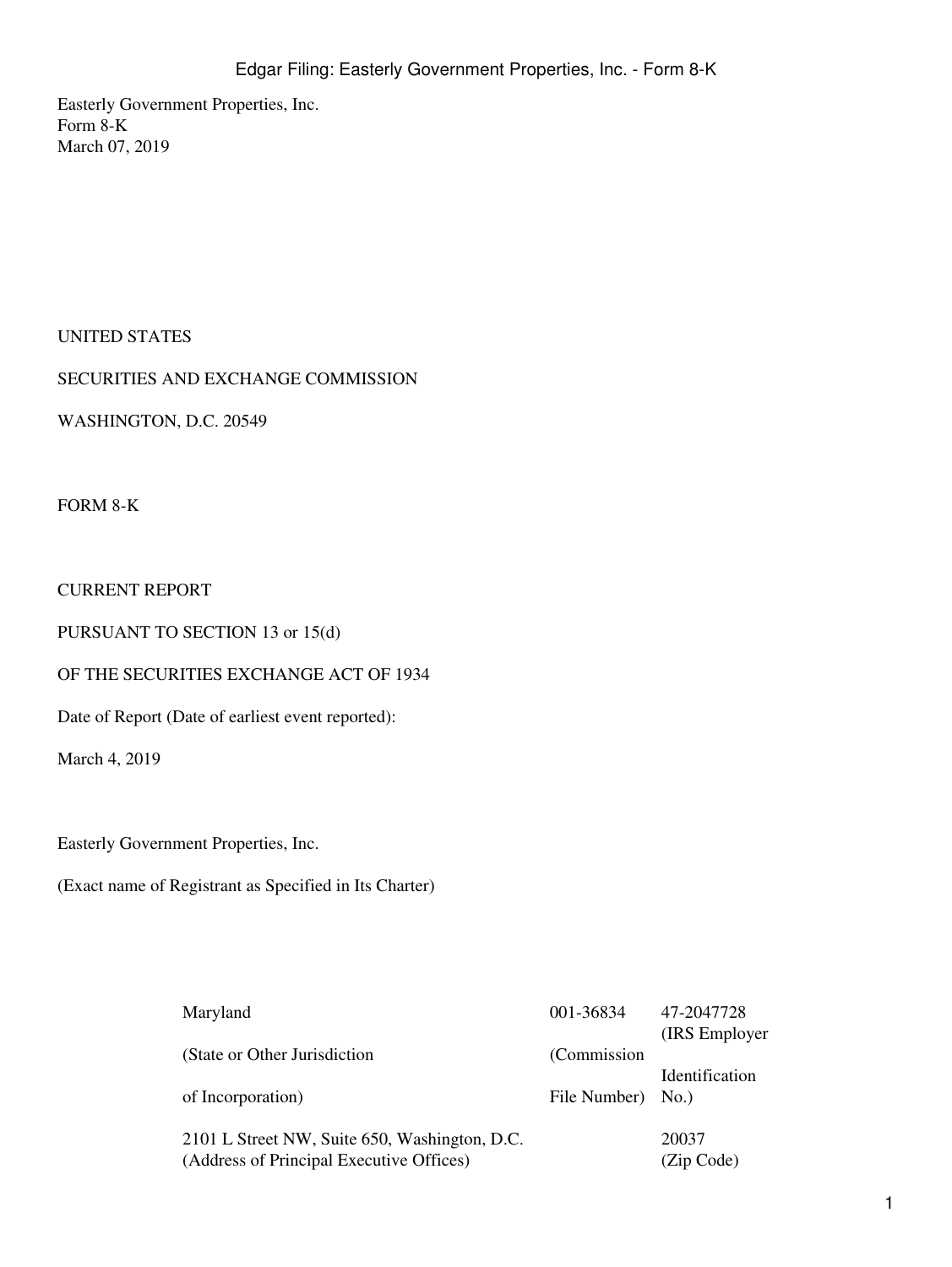Easterly Government Properties, Inc.
Form 8-K
March 07, 2019

UNITED STATES

SECURITIES AND EXCHANGE COMMISSION

WASHINGTON, D.C. 20549

FORM 8-K

CURRENT REPORT

PURSUANT TO SECTION 13 or 15(d)

OF THE SECURITIES EXCHANGE ACT OF 1934

Date of Report (Date of earliest event reported):

March 4, 2019

Easterly Government Properties, Inc.

(Exact name of Registrant as Specified in Its Charter)

| Maryland | 001-36834 | 47-2047728 |
|---|---|---|
| (State or Other Jurisdiction of Incorporation) | (Commission File Number) | (IRS Employer Identification No.) |
| 2101 L Street NW, Suite 650, Washington, D.C. | | 20037 |
| (Address of Principal Executive Offices) | | (Zip Code) |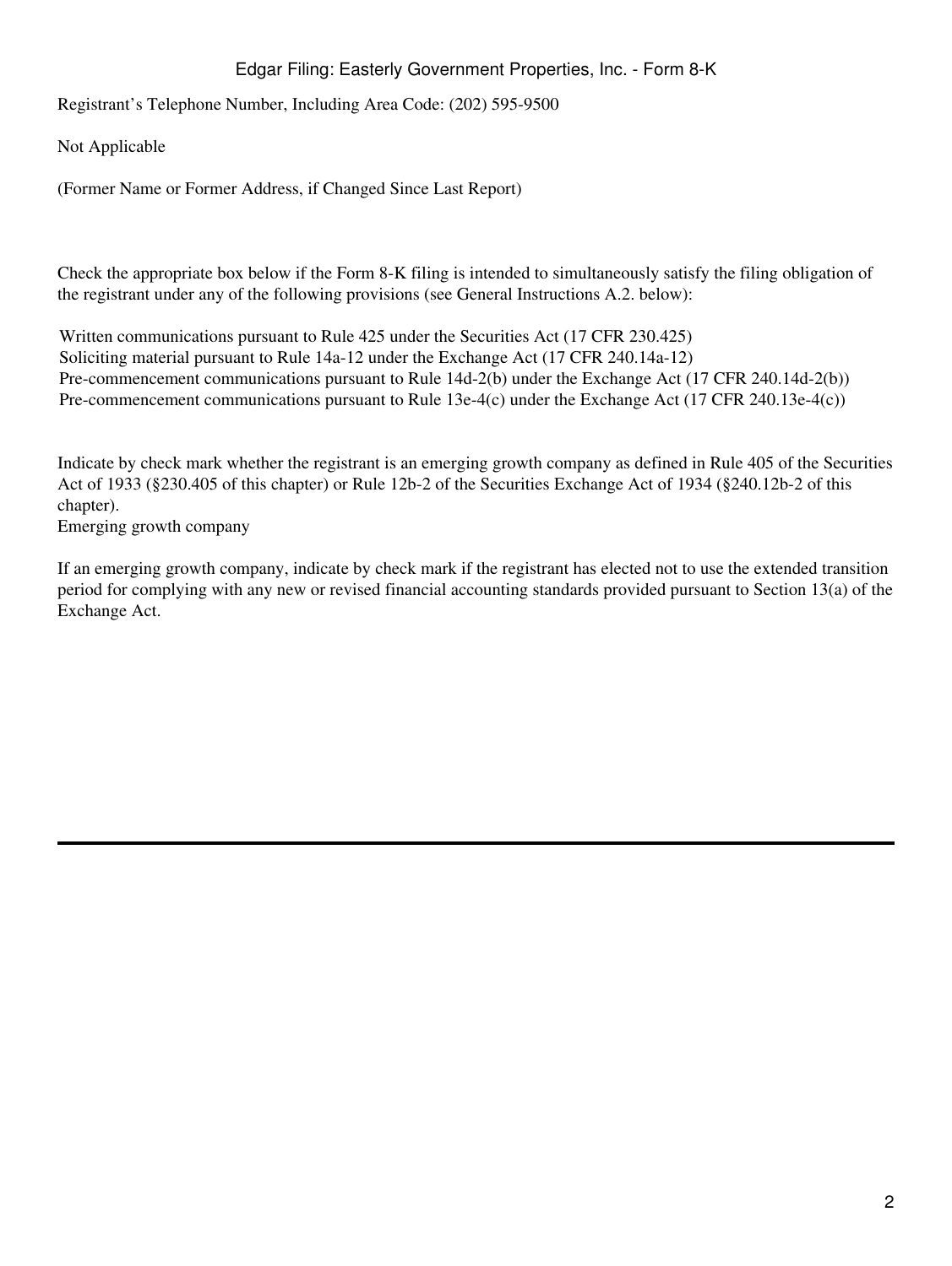Registrant's Telephone Number, Including Area Code: (202) 595-9500

Not Applicable

(Former Name or Former Address, if Changed Since Last Report)

Check the appropriate box below if the Form 8-K filing is intended to simultaneously satisfy the filing obligation of the registrant under any of the following provisions (see General Instructions A.2. below):

Written communications pursuant to Rule 425 under the Securities Act (17 CFR 230.425)
Soliciting material pursuant to Rule 14a-12 under the Exchange Act (17 CFR 240.14a-12)
Pre-commencement communications pursuant to Rule 14d-2(b) under the Exchange Act (17 CFR 240.14d-2(b))
Pre-commencement communications pursuant to Rule 13e-4(c) under the Exchange Act (17 CFR 240.13e-4(c))

Indicate by check mark whether the registrant is an emerging growth company as defined in Rule 405 of the Securities Act of 1933 (§230.405 of this chapter) or Rule 12b-2 of the Securities Exchange Act of 1934 (§240.12b-2 of this chapter).
Emerging growth company

If an emerging growth company, indicate by check mark if the registrant has elected not to use the extended transition period for complying with any new or revised financial accounting standards provided pursuant to Section 13(a) of the Exchange Act.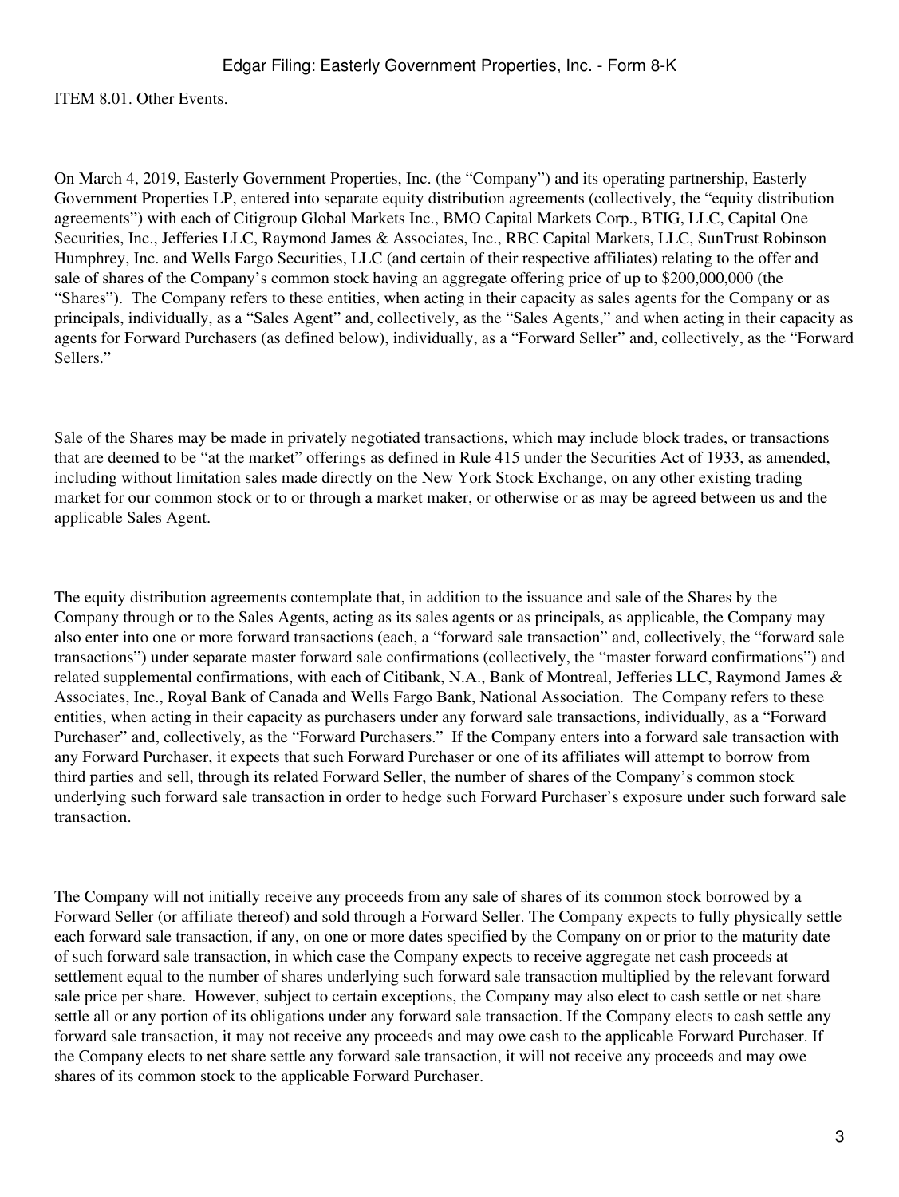ITEM 8.01. Other Events.

On March 4, 2019, Easterly Government Properties, Inc. (the "Company") and its operating partnership, Easterly Government Properties LP, entered into separate equity distribution agreements (collectively, the "equity distribution agreements") with each of Citigroup Global Markets Inc., BMO Capital Markets Corp., BTIG, LLC, Capital One Securities, Inc., Jefferies LLC, Raymond James & Associates, Inc., RBC Capital Markets, LLC, SunTrust Robinson Humphrey, Inc. and Wells Fargo Securities, LLC (and certain of their respective affiliates) relating to the offer and sale of shares of the Company's common stock having an aggregate offering price of up to $200,000,000 (the "Shares"). The Company refers to these entities, when acting in their capacity as sales agents for the Company or as principals, individually, as a "Sales Agent" and, collectively, as the "Sales Agents," and when acting in their capacity as agents for Forward Purchasers (as defined below), individually, as a "Forward Seller" and, collectively, as the "Forward Sellers."

Sale of the Shares may be made in privately negotiated transactions, which may include block trades, or transactions that are deemed to be "at the market" offerings as defined in Rule 415 under the Securities Act of 1933, as amended, including without limitation sales made directly on the New York Stock Exchange, on any other existing trading market for our common stock or to or through a market maker, or otherwise or as may be agreed between us and the applicable Sales Agent.

The equity distribution agreements contemplate that, in addition to the issuance and sale of the Shares by the Company through or to the Sales Agents, acting as its sales agents or as principals, as applicable, the Company may also enter into one or more forward transactions (each, a "forward sale transaction" and, collectively, the "forward sale transactions") under separate master forward sale confirmations (collectively, the "master forward confirmations") and related supplemental confirmations, with each of Citibank, N.A., Bank of Montreal, Jefferies LLC, Raymond James & Associates, Inc., Royal Bank of Canada and Wells Fargo Bank, National Association. The Company refers to these entities, when acting in their capacity as purchasers under any forward sale transactions, individually, as a "Forward Purchaser" and, collectively, as the "Forward Purchasers." If the Company enters into a forward sale transaction with any Forward Purchaser, it expects that such Forward Purchaser or one of its affiliates will attempt to borrow from third parties and sell, through its related Forward Seller, the number of shares of the Company's common stock underlying such forward sale transaction in order to hedge such Forward Purchaser's exposure under such forward sale transaction.

The Company will not initially receive any proceeds from any sale of shares of its common stock borrowed by a Forward Seller (or affiliate thereof) and sold through a Forward Seller. The Company expects to fully physically settle each forward sale transaction, if any, on one or more dates specified by the Company on or prior to the maturity date of such forward sale transaction, in which case the Company expects to receive aggregate net cash proceeds at settlement equal to the number of shares underlying such forward sale transaction multiplied by the relevant forward sale price per share. However, subject to certain exceptions, the Company may also elect to cash settle or net share settle all or any portion of its obligations under any forward sale transaction. If the Company elects to cash settle any forward sale transaction, it may not receive any proceeds and may owe cash to the applicable Forward Purchaser. If the Company elects to net share settle any forward sale transaction, it will not receive any proceeds and may owe shares of its common stock to the applicable Forward Purchaser.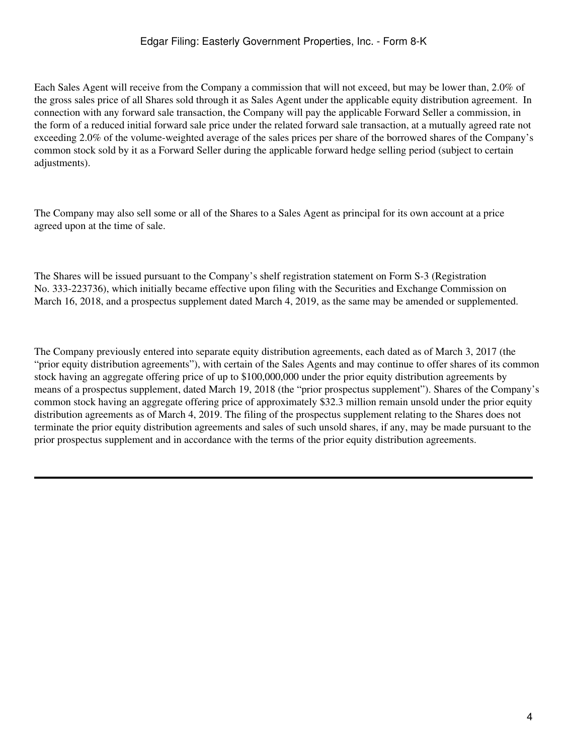Each Sales Agent will receive from the Company a commission that will not exceed, but may be lower than, 2.0% of the gross sales price of all Shares sold through it as Sales Agent under the applicable equity distribution agreement. In connection with any forward sale transaction, the Company will pay the applicable Forward Seller a commission, in the form of a reduced initial forward sale price under the related forward sale transaction, at a mutually agreed rate not exceeding 2.0% of the volume-weighted average of the sales prices per share of the borrowed shares of the Company's common stock sold by it as a Forward Seller during the applicable forward hedge selling period (subject to certain adjustments).

The Company may also sell some or all of the Shares to a Sales Agent as principal for its own account at a price agreed upon at the time of sale.

The Shares will be issued pursuant to the Company's shelf registration statement on Form S-3 (Registration No. 333-223736), which initially became effective upon filing with the Securities and Exchange Commission on March 16, 2018, and a prospectus supplement dated March 4, 2019, as the same may be amended or supplemented.

The Company previously entered into separate equity distribution agreements, each dated as of March 3, 2017 (the "prior equity distribution agreements"), with certain of the Sales Agents and may continue to offer shares of its common stock having an aggregate offering price of up to $100,000,000 under the prior equity distribution agreements by means of a prospectus supplement, dated March 19, 2018 (the "prior prospectus supplement"). Shares of the Company's common stock having an aggregate offering price of approximately $32.3 million remain unsold under the prior equity distribution agreements as of March 4, 2019. The filing of the prospectus supplement relating to the Shares does not terminate the prior equity distribution agreements and sales of such unsold shares, if any, may be made pursuant to the prior prospectus supplement and in accordance with the terms of the prior equity distribution agreements.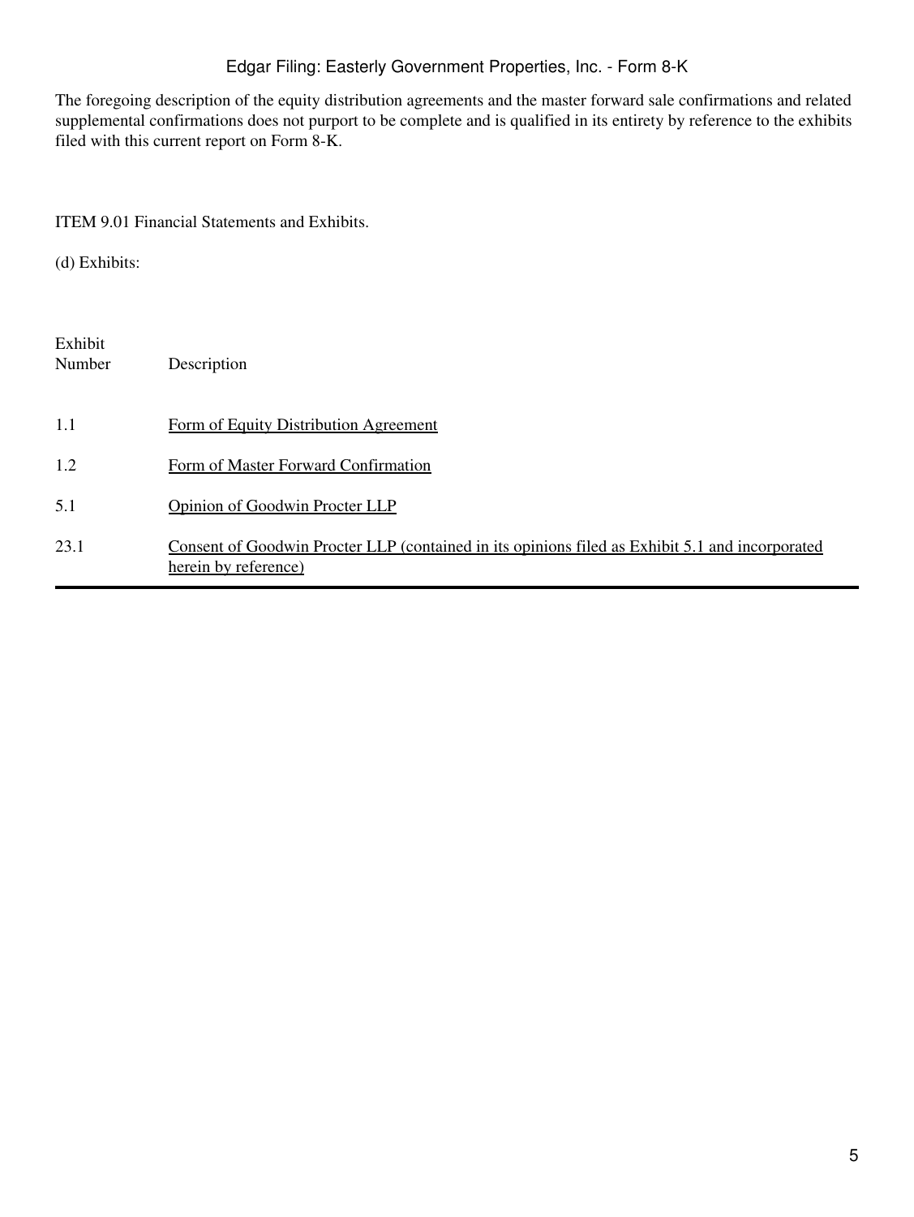The foregoing description of the equity distribution agreements and the master forward sale confirmations and related supplemental confirmations does not purport to be complete and is qualified in its entirety by reference to the exhibits filed with this current report on Form 8-K.

ITEM 9.01 Financial Statements and Exhibits.

(d) Exhibits:

| Exhibit Number | Description |
|---|---|
| 1.1 | Form of Equity Distribution Agreement |
| 1.2 | Form of Master Forward Confirmation |
| 5.1 | Opinion of Goodwin Procter LLP |
| 23.1 | Consent of Goodwin Procter LLP (contained in its opinions filed as Exhibit 5.1 and incorporated herein by reference) |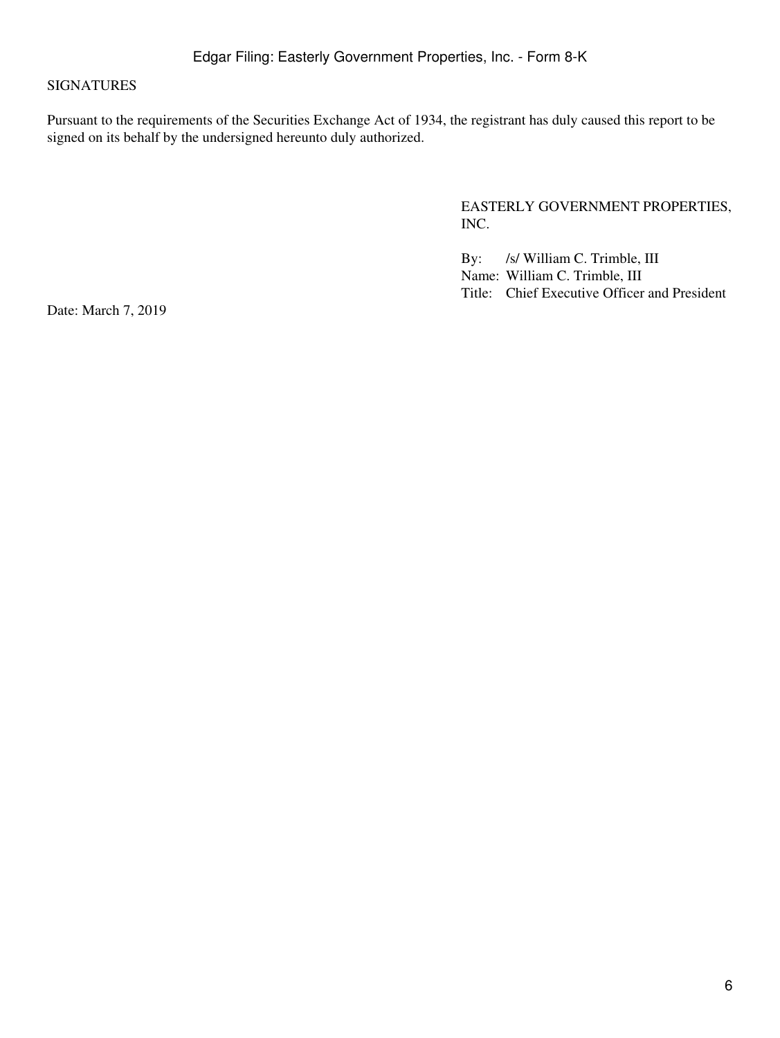SIGNATURES

Pursuant to the requirements of the Securities Exchange Act of 1934, the registrant has duly caused this report to be signed on its behalf by the undersigned hereunto duly authorized.

EASTERLY GOVERNMENT PROPERTIES, INC.

By: /s/ William C. Trimble, III
Name: William C. Trimble, III
Title: Chief Executive Officer and President

Date: March 7, 2019